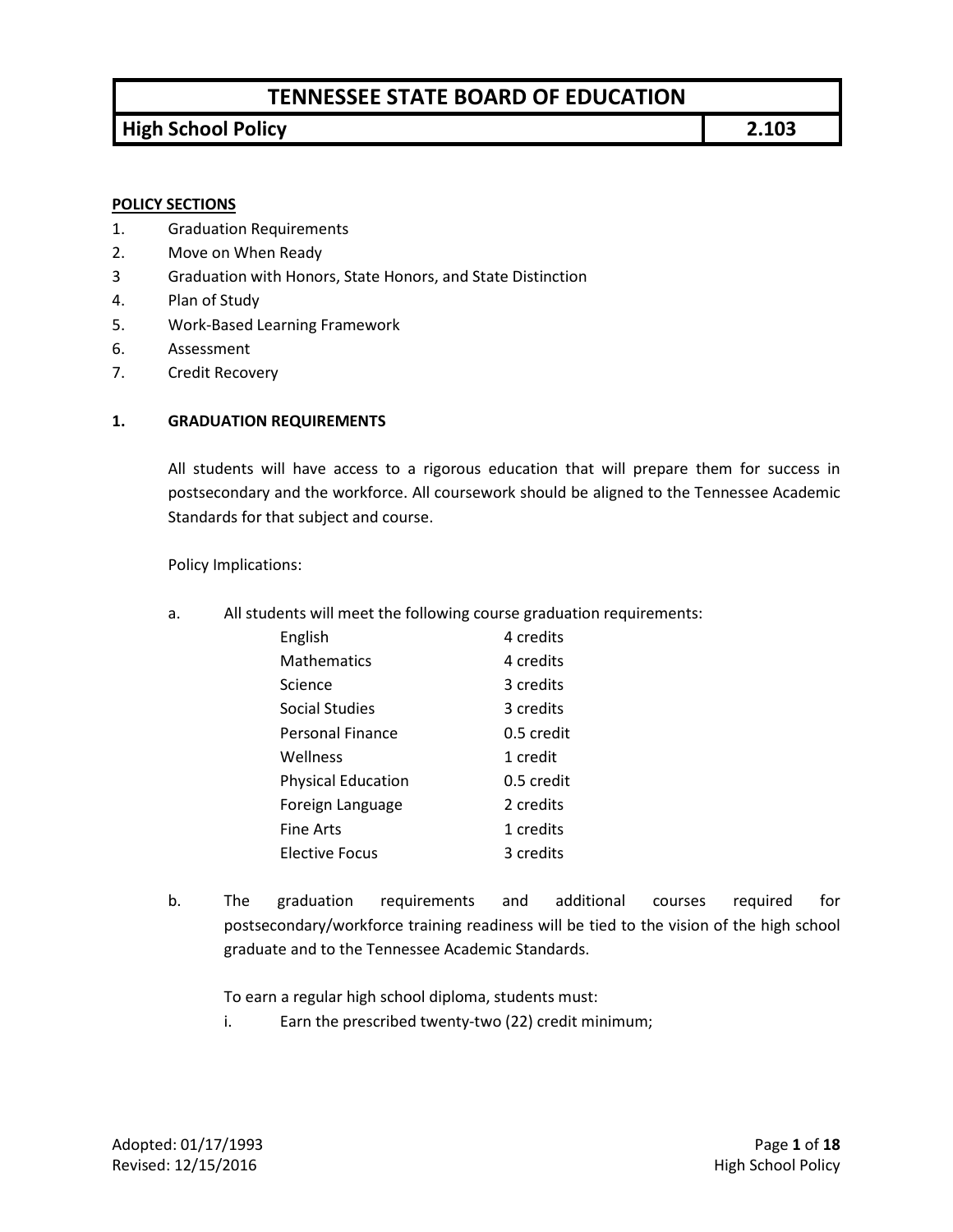# TENNESSEE STATE BOARD OF EDUCATION

## High School Policy — 2.103

**POLICY SECTIONS**

1. Graduation Requirements
2. Move on When Ready
3 Graduation with Honors, State Honors, and State Distinction
4. Plan of Study
5. Work-Based Learning Framework
6. Assessment
7. Credit Recovery

### 1. GRADUATION REQUIREMENTS

All students will have access to a rigorous education that will prepare them for success in postsecondary and the workforce. All coursework should be aligned to the Tennessee Academic Standards for that subject and course.

Policy Implications:

a. All students will meet the following course graduation requirements:

| Subject | Credits |
|---|---|
| English | 4 credits |
| Mathematics | 4 credits |
| Science | 3 credits |
| Social Studies | 3 credits |
| Personal Finance | 0.5 credit |
| Wellness | 1 credit |
| Physical Education | 0.5 credit |
| Foreign Language | 2 credits |
| Fine Arts | 1 credits |
| Elective Focus | 3 credits |

b. The graduation requirements and additional courses required for postsecondary/workforce training readiness will be tied to the vision of the high school graduate and to the Tennessee Academic Standards.

To earn a regular high school diploma, students must:

i. Earn the prescribed twenty-two (22) credit minimum;

Adopted: 01/17/1993
Revised: 12/15/2016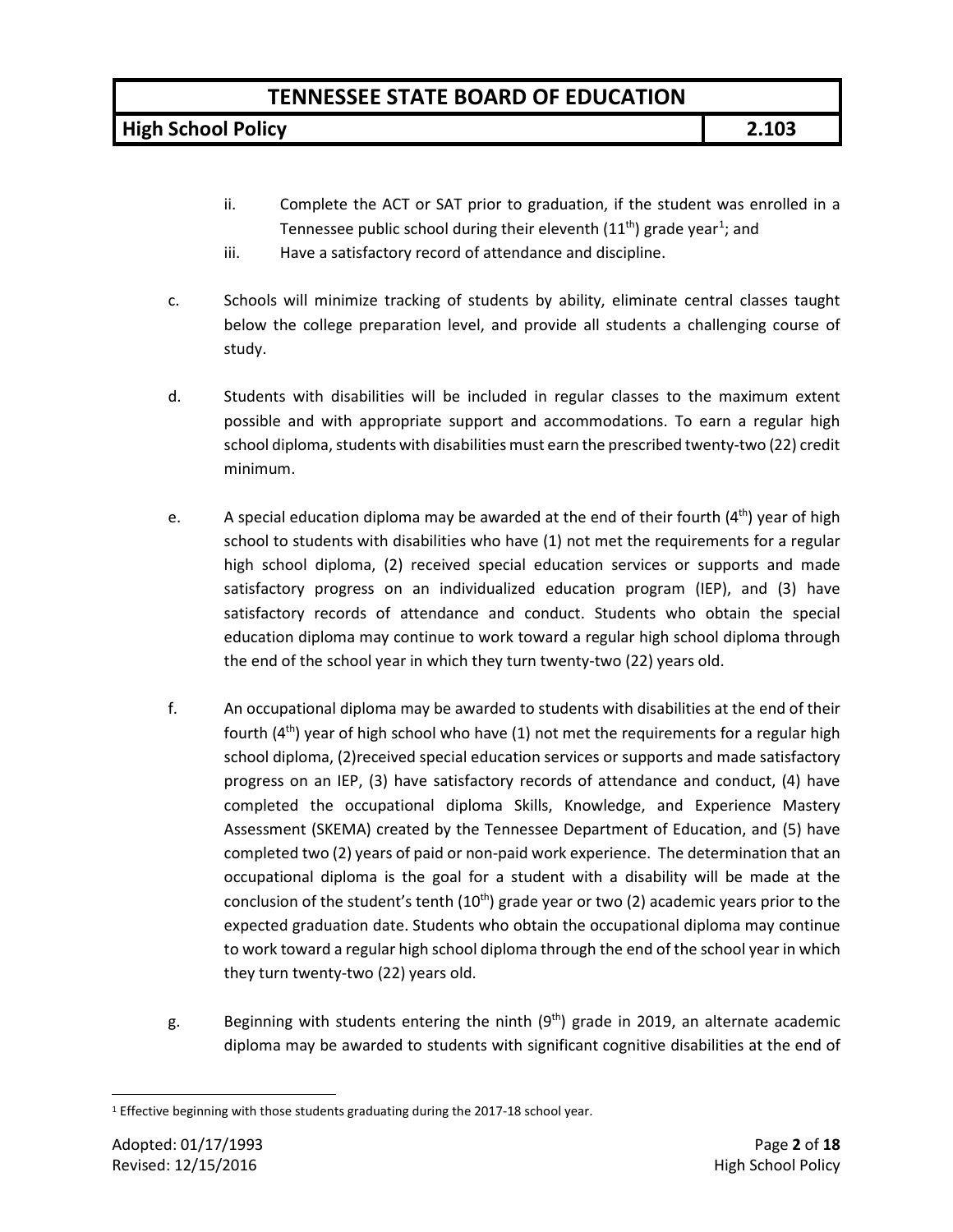ii. Complete the ACT or SAT prior to graduation, if the student was enrolled in a Tennessee public school during their eleventh ($11^{th}$) grade year[1]; and

iii. Have a satisfactory record of attendance and discipline.

c. Schools will minimize tracking of students by ability, eliminate central classes taught below the college preparation level, and provide all students a challenging course of study.

d. Students with disabilities will be included in regular classes to the maximum extent possible and with appropriate support and accommodations. To earn a regular high school diploma, students with disabilities must earn the prescribed twenty-two (22) credit minimum.

e. A special education diploma may be awarded at the end of their fourth ($4^{th}$) year of high school to students with disabilities who have (1) not met the requirements for a regular high school diploma, (2) received special education services or supports and made satisfactory progress on an individualized education program (IEP), and (3) have satisfactory records of attendance and conduct. Students who obtain the special education diploma may continue to work toward a regular high school diploma through the end of the school year in which they turn twenty-two (22) years old.

f. An occupational diploma may be awarded to students with disabilities at the end of their fourth ($4^{th}$) year of high school who have (1) not met the requirements for a regular high school diploma, (2)received special education services or supports and made satisfactory progress on an IEP, (3) have satisfactory records of attendance and conduct, (4) have completed the occupational diploma Skills, Knowledge, and Experience Mastery Assessment (SKEMA) created by the Tennessee Department of Education, and (5) have completed two (2) years of paid or non-paid work experience. The determination that an occupational diploma is the goal for a student with a disability will be made at the conclusion of the student's tenth ($10^{th}$) grade year or two (2) academic years prior to the expected graduation date. Students who obtain the occupational diploma may continue to work toward a regular high school diploma through the end of the school year in which they turn twenty-two (22) years old.

g. Beginning with students entering the ninth ($9^{th}$) grade in 2019, an alternate academic diploma may be awarded to students with significant cognitive disabilities at the end of

---

[1] Effective beginning with those students graduating during the 2017-18 school year.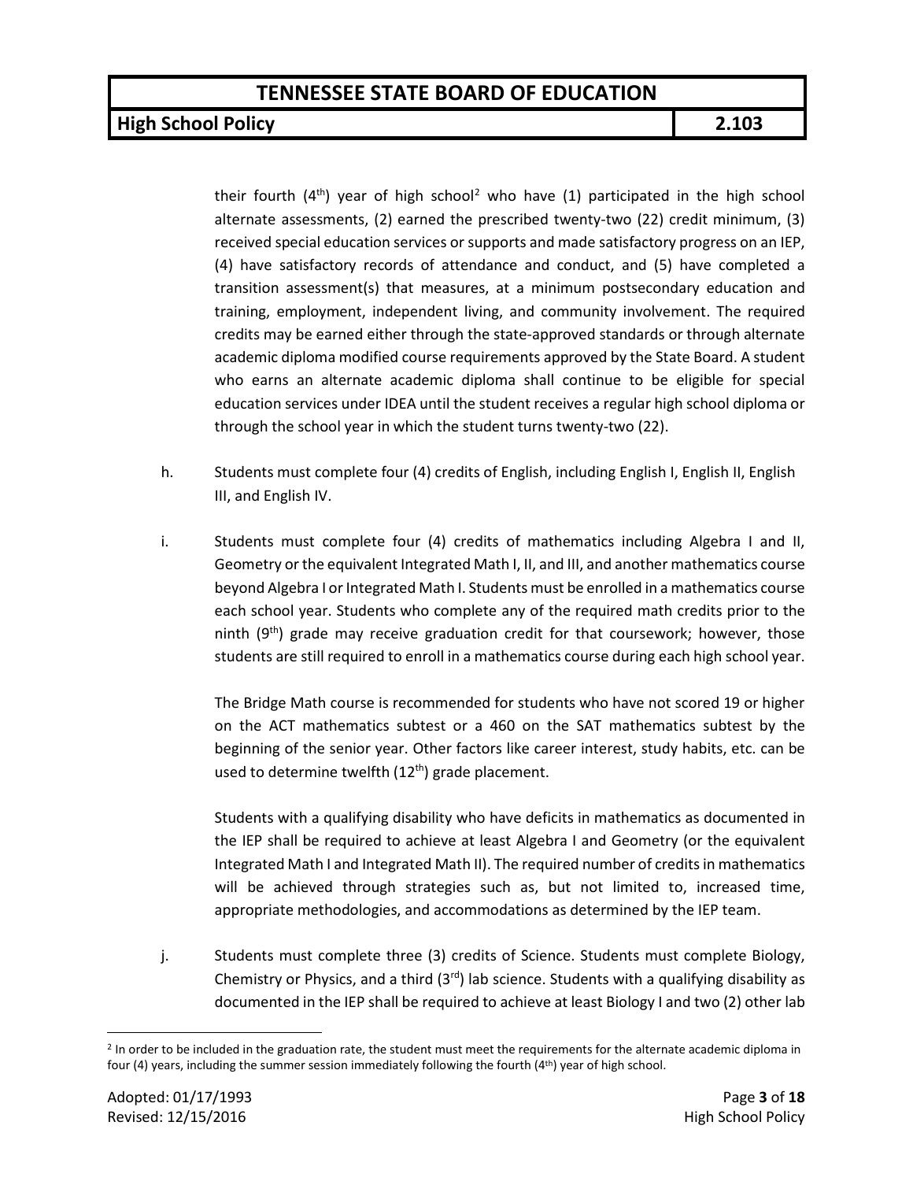their fourth (4th) year of high school[2] who have (1) participated in the high school alternate assessments, (2) earned the prescribed twenty-two (22) credit minimum, (3) received special education services or supports and made satisfactory progress on an IEP, (4) have satisfactory records of attendance and conduct, and (5) have completed a transition assessment(s) that measures, at a minimum postsecondary education and training, employment, independent living, and community involvement. The required credits may be earned either through the state-approved standards or through alternate academic diploma modified course requirements approved by the State Board. A student who earns an alternate academic diploma shall continue to be eligible for special education services under IDEA until the student receives a regular high school diploma or through the school year in which the student turns twenty-two (22).

h. Students must complete four (4) credits of English, including English I, English II, English III, and English IV.

i. Students must complete four (4) credits of mathematics including Algebra I and II, Geometry or the equivalent Integrated Math I, II, and III, and another mathematics course beyond Algebra I or Integrated Math I. Students must be enrolled in a mathematics course each school year. Students who complete any of the required math credits prior to the ninth (9th) grade may receive graduation credit for that coursework; however, those students are still required to enroll in a mathematics course during each high school year.

   The Bridge Math course is recommended for students who have not scored 19 or higher on the ACT mathematics subtest or a 460 on the SAT mathematics subtest by the beginning of the senior year. Other factors like career interest, study habits, etc. can be used to determine twelfth (12th) grade placement.

   Students with a qualifying disability who have deficits in mathematics as documented in the IEP shall be required to achieve at least Algebra I and Geometry (or the equivalent Integrated Math I and Integrated Math II). The required number of credits in mathematics will be achieved through strategies such as, but not limited to, increased time, appropriate methodologies, and accommodations as determined by the IEP team.

j. Students must complete three (3) credits of Science. Students must complete Biology, Chemistry or Physics, and a third (3rd) lab science. Students with a qualifying disability as documented in the IEP shall be required to achieve at least Biology I and two (2) other lab

---

[2] In order to be included in the graduation rate, the student must meet the requirements for the alternate academic diploma in four (4) years, including the summer session immediately following the fourth (4th) year of high school.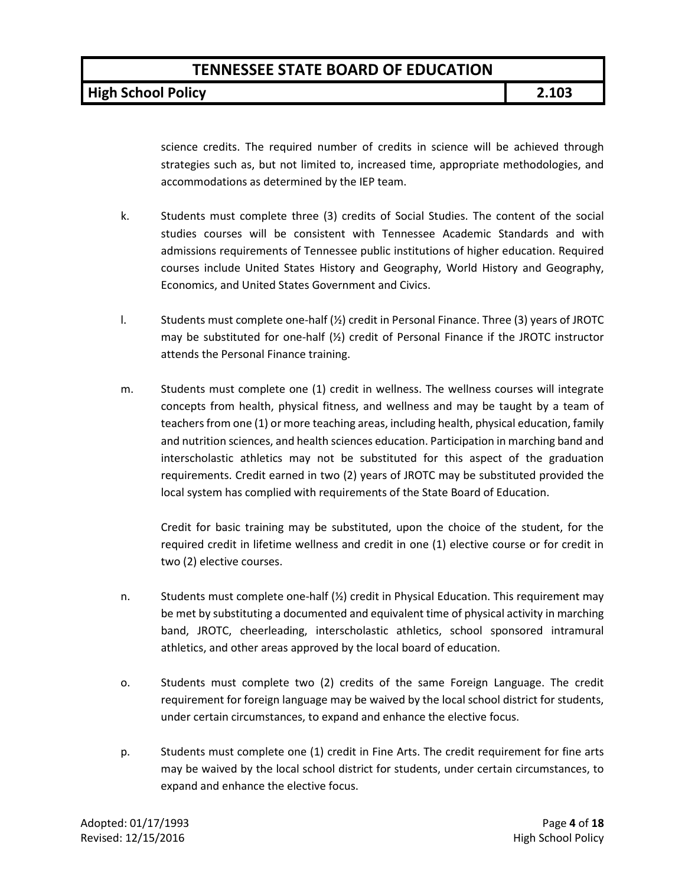science credits. The required number of credits in science will be achieved through strategies such as, but not limited to, increased time, appropriate methodologies, and accommodations as determined by the IEP team.

k. Students must complete three (3) credits of Social Studies. The content of the social studies courses will be consistent with Tennessee Academic Standards and with admissions requirements of Tennessee public institutions of higher education. Required courses include United States History and Geography, World History and Geography, Economics, and United States Government and Civics.

l. Students must complete one-half (½) credit in Personal Finance. Three (3) years of JROTC may be substituted for one-half (½) credit of Personal Finance if the JROTC instructor attends the Personal Finance training.

m. Students must complete one (1) credit in wellness. The wellness courses will integrate concepts from health, physical fitness, and wellness and may be taught by a team of teachers from one (1) or more teaching areas, including health, physical education, family and nutrition sciences, and health sciences education. Participation in marching band and interscholastic athletics may not be substituted for this aspect of the graduation requirements. Credit earned in two (2) years of JROTC may be substituted provided the local system has complied with requirements of the State Board of Education.

   Credit for basic training may be substituted, upon the choice of the student, for the required credit in lifetime wellness and credit in one (1) elective course or for credit in two (2) elective courses.

n. Students must complete one-half (½) credit in Physical Education. This requirement may be met by substituting a documented and equivalent time of physical activity in marching band, JROTC, cheerleading, interscholastic athletics, school sponsored intramural athletics, and other areas approved by the local board of education.

o. Students must complete two (2) credits of the same Foreign Language. The credit requirement for foreign language may be waived by the local school district for students, under certain circumstances, to expand and enhance the elective focus.

p. Students must complete one (1) credit in Fine Arts. The credit requirement for fine arts may be waived by the local school district for students, under certain circumstances, to expand and enhance the elective focus.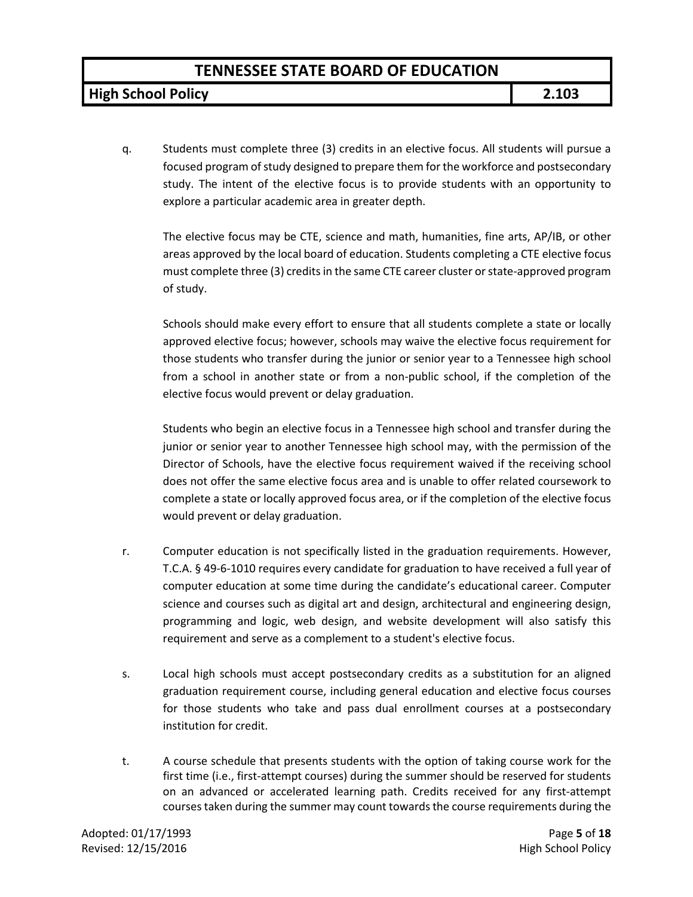q. Students must complete three (3) credits in an elective focus. All students will pursue a focused program of study designed to prepare them for the workforce and postsecondary study. The intent of the elective focus is to provide students with an opportunity to explore a particular academic area in greater depth.

   The elective focus may be CTE, science and math, humanities, fine arts, AP/IB, or other areas approved by the local board of education. Students completing a CTE elective focus must complete three (3) credits in the same CTE career cluster or state-approved program of study.

   Schools should make every effort to ensure that all students complete a state or locally approved elective focus; however, schools may waive the elective focus requirement for those students who transfer during the junior or senior year to a Tennessee high school from a school in another state or from a non-public school, if the completion of the elective focus would prevent or delay graduation.

   Students who begin an elective focus in a Tennessee high school and transfer during the junior or senior year to another Tennessee high school may, with the permission of the Director of Schools, have the elective focus requirement waived if the receiving school does not offer the same elective focus area and is unable to offer related coursework to complete a state or locally approved focus area, or if the completion of the elective focus would prevent or delay graduation.

r. Computer education is not specifically listed in the graduation requirements. However, T.C.A. § 49-6-1010 requires every candidate for graduation to have received a full year of computer education at some time during the candidate's educational career. Computer science and courses such as digital art and design, architectural and engineering design, programming and logic, web design, and website development will also satisfy this requirement and serve as a complement to a student's elective focus.

s. Local high schools must accept postsecondary credits as a substitution for an aligned graduation requirement course, including general education and elective focus courses for those students who take and pass dual enrollment courses at a postsecondary institution for credit.

t. A course schedule that presents students with the option of taking course work for the first time (i.e., first-attempt courses) during the summer should be reserved for students on an advanced or accelerated learning path. Credits received for any first-attempt courses taken during the summer may count towards the course requirements during the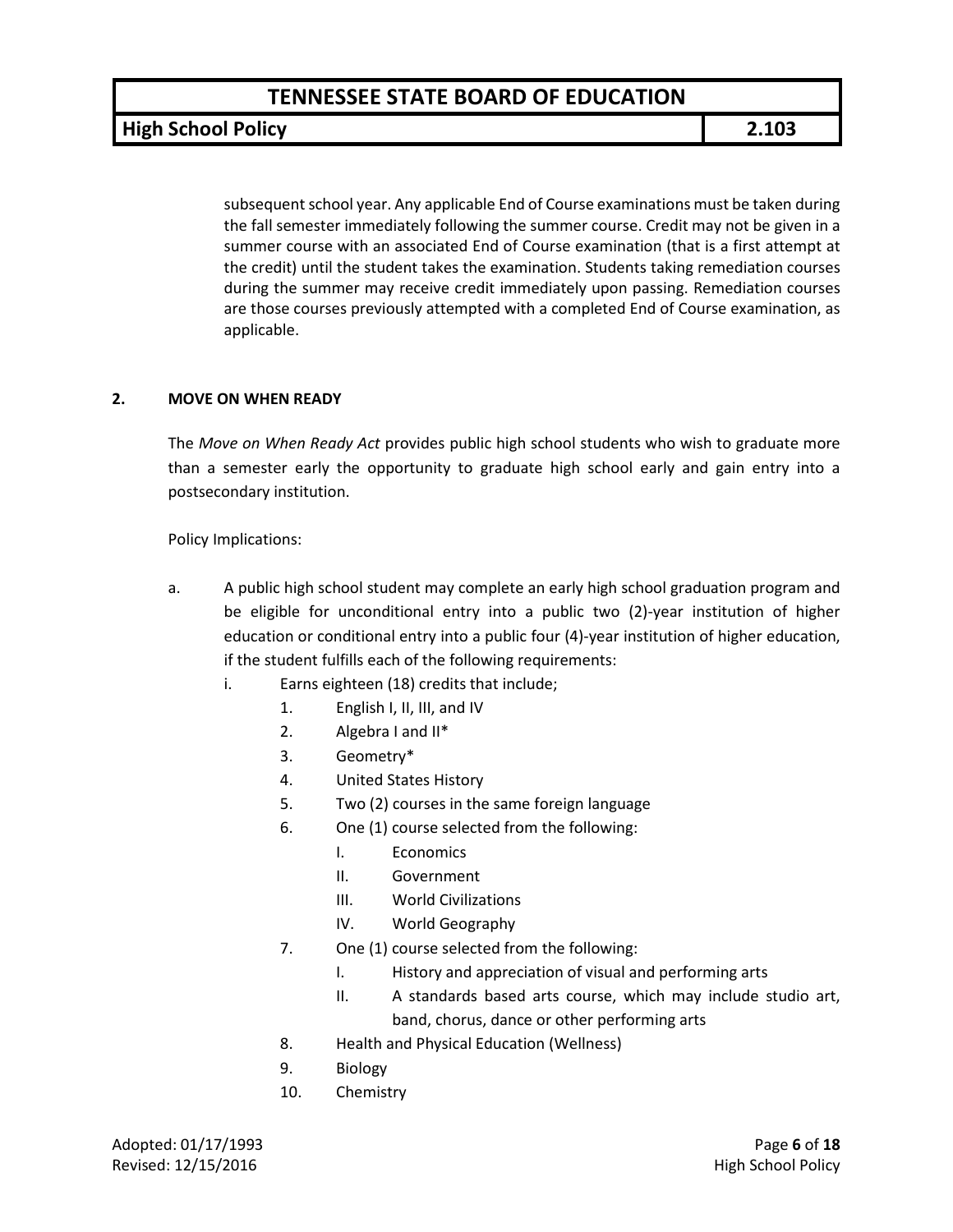subsequent school year. Any applicable End of Course examinations must be taken during the fall semester immediately following the summer course. Credit may not be given in a summer course with an associated End of Course examination (that is a first attempt at the credit) until the student takes the examination. Students taking remediation courses during the summer may receive credit immediately upon passing. Remediation courses are those courses previously attempted with a completed End of Course examination, as applicable.

## 2. MOVE ON WHEN READY

The *Move on When Ready Act* provides public high school students who wish to graduate more than a semester early the opportunity to graduate high school early and gain entry into a postsecondary institution.

Policy Implications:

a. A public high school student may complete an early high school graduation program and be eligible for unconditional entry into a public two (2)-year institution of higher education or conditional entry into a public four (4)-year institution of higher education, if the student fulfills each of the following requirements:

   i. Earns eighteen (18) credits that include;

      1. English I, II, III, and IV
      2. Algebra I and II*
      3. Geometry*
      4. United States History
      5. Two (2) courses in the same foreign language
      6. One (1) course selected from the following:
         I. Economics
         II. Government
         III. World Civilizations
         IV. World Geography
      7. One (1) course selected from the following:
         I. History and appreciation of visual and performing arts
         II. A standards based arts course, which may include studio art, band, chorus, dance or other performing arts
      8. Health and Physical Education (Wellness)
      9. Biology
      10. Chemistry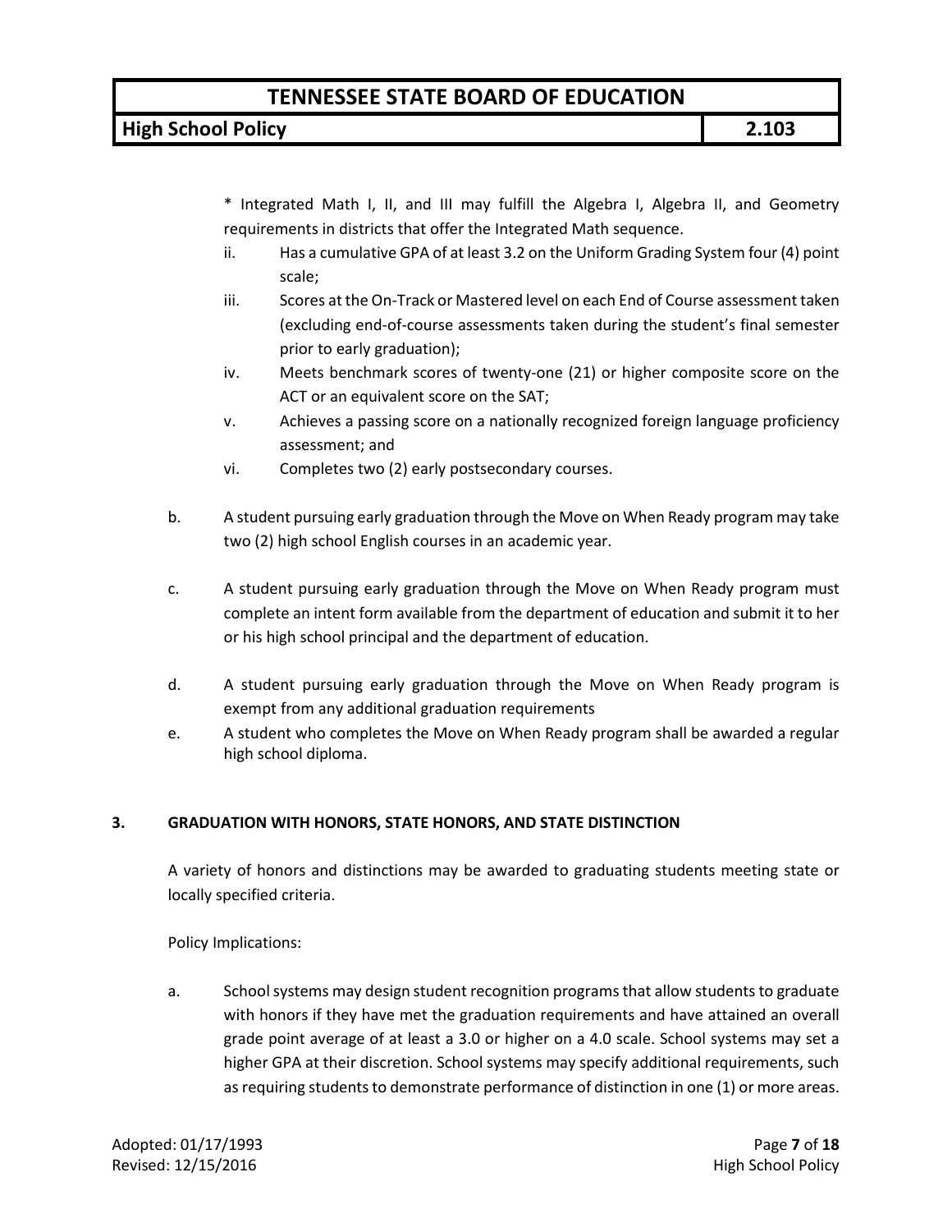* Integrated Math I, II, and III may fulfill the Algebra I, Algebra II, and Geometry requirements in districts that offer the Integrated Math sequence.

ii. Has a cumulative GPA of at least 3.2 on the Uniform Grading System four (4) point scale;

iii. Scores at the On-Track or Mastered level on each End of Course assessment taken (excluding end-of-course assessments taken during the student's final semester prior to early graduation);

iv. Meets benchmark scores of twenty-one (21) or higher composite score on the ACT or an equivalent score on the SAT;

v. Achieves a passing score on a nationally recognized foreign language proficiency assessment; and

vi. Completes two (2) early postsecondary courses.

b. A student pursuing early graduation through the Move on When Ready program may take two (2) high school English courses in an academic year.

c. A student pursuing early graduation through the Move on When Ready program must complete an intent form available from the department of education and submit it to her or his high school principal and the department of education.

d. A student pursuing early graduation through the Move on When Ready program is exempt from any additional graduation requirements

e. A student who completes the Move on When Ready program shall be awarded a regular high school diploma.

## 3. GRADUATION WITH HONORS, STATE HONORS, AND STATE DISTINCTION

A variety of honors and distinctions may be awarded to graduating students meeting state or locally specified criteria.

Policy Implications:

a. School systems may design student recognition programs that allow students to graduate with honors if they have met the graduation requirements and have attained an overall grade point average of at least a 3.0 or higher on a 4.0 scale. School systems may set a higher GPA at their discretion. School systems may specify additional requirements, such as requiring students to demonstrate performance of distinction in one (1) or more areas.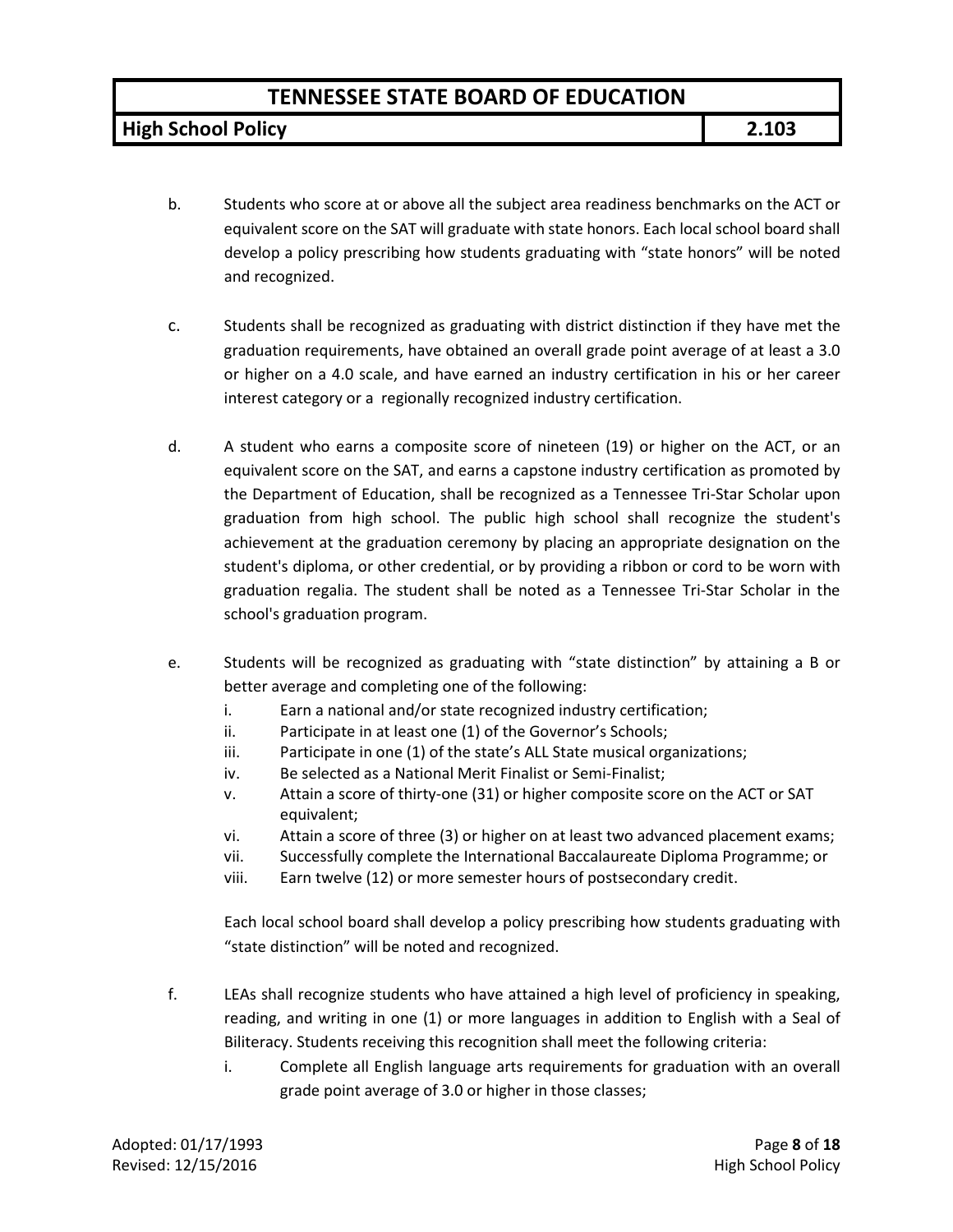b. Students who score at or above all the subject area readiness benchmarks on the ACT or equivalent score on the SAT will graduate with state honors. Each local school board shall develop a policy prescribing how students graduating with "state honors" will be noted and recognized.

c. Students shall be recognized as graduating with district distinction if they have met the graduation requirements, have obtained an overall grade point average of at least a 3.0 or higher on a 4.0 scale, and have earned an industry certification in his or her career interest category or a regionally recognized industry certification.

d. A student who earns a composite score of nineteen (19) or higher on the ACT, or an equivalent score on the SAT, and earns a capstone industry certification as promoted by the Department of Education, shall be recognized as a Tennessee Tri-Star Scholar upon graduation from high school. The public high school shall recognize the student's achievement at the graduation ceremony by placing an appropriate designation on the student's diploma, or other credential, or by providing a ribbon or cord to be worn with graduation regalia. The student shall be noted as a Tennessee Tri-Star Scholar in the school's graduation program.

e. Students will be recognized as graduating with "state distinction" by attaining a B or better average and completing one of the following:
   i. Earn a national and/or state recognized industry certification;
   ii. Participate in at least one (1) of the Governor's Schools;
   iii. Participate in one (1) of the state's ALL State musical organizations;
   iv. Be selected as a National Merit Finalist or Semi-Finalist;
   v. Attain a score of thirty-one (31) or higher composite score on the ACT or SAT equivalent;
   vi. Attain a score of three (3) or higher on at least two advanced placement exams;
   vii. Successfully complete the International Baccalaureate Diploma Programme; or
   viii. Earn twelve (12) or more semester hours of postsecondary credit.

   Each local school board shall develop a policy prescribing how students graduating with "state distinction" will be noted and recognized.

f. LEAs shall recognize students who have attained a high level of proficiency in speaking, reading, and writing in one (1) or more languages in addition to English with a Seal of Biliteracy. Students receiving this recognition shall meet the following criteria:
   i. Complete all English language arts requirements for graduation with an overall grade point average of 3.0 or higher in those classes;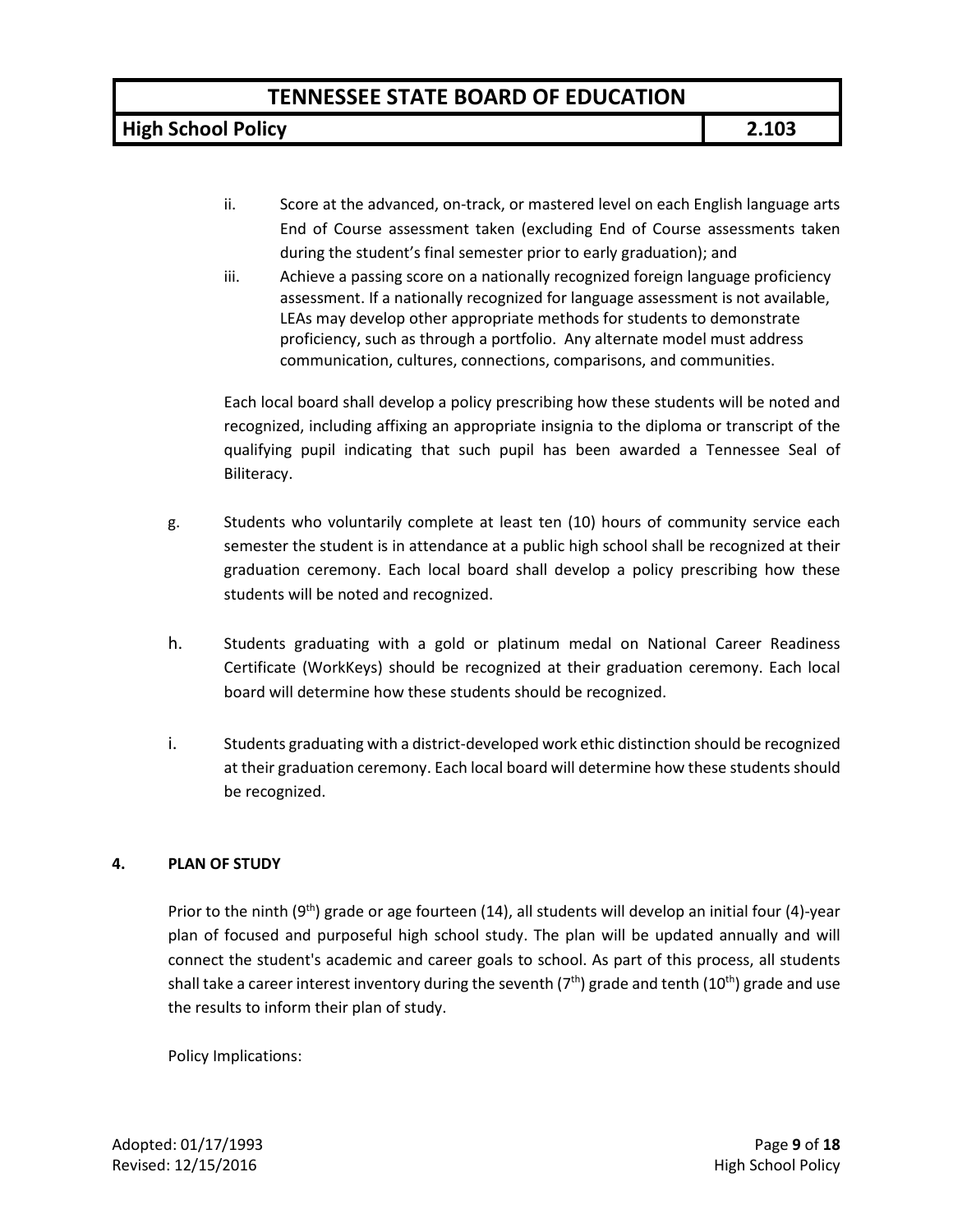ii. Score at the advanced, on-track, or mastered level on each English language arts End of Course assessment taken (excluding End of Course assessments taken during the student's final semester prior to early graduation); and

iii. Achieve a passing score on a nationally recognized foreign language proficiency assessment. If a nationally recognized for language assessment is not available, LEAs may develop other appropriate methods for students to demonstrate proficiency, such as through a portfolio. Any alternate model must address communication, cultures, connections, comparisons, and communities.

Each local board shall develop a policy prescribing how these students will be noted and recognized, including affixing an appropriate insignia to the diploma or transcript of the qualifying pupil indicating that such pupil has been awarded a Tennessee Seal of Biliteracy.

g. Students who voluntarily complete at least ten (10) hours of community service each semester the student is in attendance at a public high school shall be recognized at their graduation ceremony. Each local board shall develop a policy prescribing how these students will be noted and recognized.

h. Students graduating with a gold or platinum medal on National Career Readiness Certificate (WorkKeys) should be recognized at their graduation ceremony. Each local board will determine how these students should be recognized.

i. Students graduating with a district-developed work ethic distinction should be recognized at their graduation ceremony. Each local board will determine how these students should be recognized.

## 4. PLAN OF STUDY

Prior to the ninth (9th) grade or age fourteen (14), all students will develop an initial four (4)-year plan of focused and purposeful high school study. The plan will be updated annually and will connect the student's academic and career goals to school. As part of this process, all students shall take a career interest inventory during the seventh (7th) grade and tenth (10th) grade and use the results to inform their plan of study.

Policy Implications: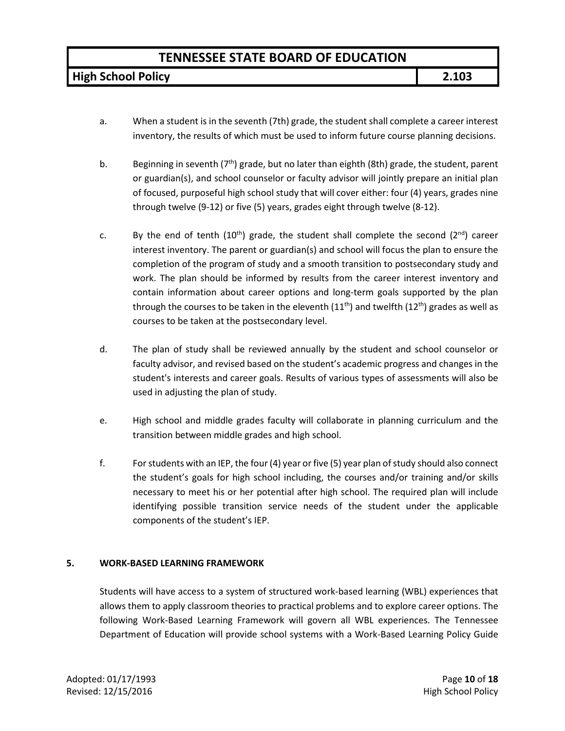a. When a student is in the seventh (7th) grade, the student shall complete a career interest inventory, the results of which must be used to inform future course planning decisions.

b. Beginning in seventh (7th) grade, but no later than eighth (8th) grade, the student, parent or guardian(s), and school counselor or faculty advisor will jointly prepare an initial plan of focused, purposeful high school study that will cover either: four (4) years, grades nine through twelve (9-12) or five (5) years, grades eight through twelve (8-12).

c. By the end of tenth (10th) grade, the student shall complete the second (2nd) career interest inventory. The parent or guardian(s) and school will focus the plan to ensure the completion of the program of study and a smooth transition to postsecondary study and work. The plan should be informed by results from the career interest inventory and contain information about career options and long-term goals supported by the plan through the courses to be taken in the eleventh (11th) and twelfth (12th) grades as well as courses to be taken at the postsecondary level.

d. The plan of study shall be reviewed annually by the student and school counselor or faculty advisor, and revised based on the student's academic progress and changes in the student's interests and career goals. Results of various types of assessments will also be used in adjusting the plan of study.

e. High school and middle grades faculty will collaborate in planning curriculum and the transition between middle grades and high school.

f. For students with an IEP, the four (4) year or five (5) year plan of study should also connect the student's goals for high school including, the courses and/or training and/or skills necessary to meet his or her potential after high school. The required plan will include identifying possible transition service needs of the student under the applicable components of the student's IEP.

**5. WORK-BASED LEARNING FRAMEWORK**

Students will have access to a system of structured work-based learning (WBL) experiences that allows them to apply classroom theories to practical problems and to explore career options. The following Work-Based Learning Framework will govern all WBL experiences. The Tennessee Department of Education will provide school systems with a Work-Based Learning Policy Guide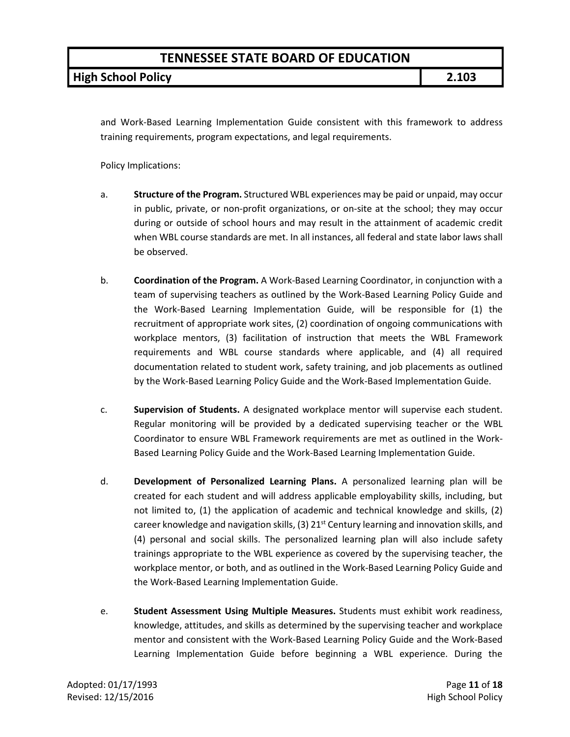and Work-Based Learning Implementation Guide consistent with this framework to address training requirements, program expectations, and legal requirements.

Policy Implications:

a. **Structure of the Program.** Structured WBL experiences may be paid or unpaid, may occur in public, private, or non-profit organizations, or on-site at the school; they may occur during or outside of school hours and may result in the attainment of academic credit when WBL course standards are met. In all instances, all federal and state labor laws shall be observed.

b. **Coordination of the Program.** A Work-Based Learning Coordinator, in conjunction with a team of supervising teachers as outlined by the Work-Based Learning Policy Guide and the Work-Based Learning Implementation Guide, will be responsible for (1) the recruitment of appropriate work sites, (2) coordination of ongoing communications with workplace mentors, (3) facilitation of instruction that meets the WBL Framework requirements and WBL course standards where applicable, and (4) all required documentation related to student work, safety training, and job placements as outlined by the Work-Based Learning Policy Guide and the Work-Based Implementation Guide.

c. **Supervision of Students.** A designated workplace mentor will supervise each student. Regular monitoring will be provided by a dedicated supervising teacher or the WBL Coordinator to ensure WBL Framework requirements are met as outlined in the Work-Based Learning Policy Guide and the Work-Based Learning Implementation Guide.

d. **Development of Personalized Learning Plans.** A personalized learning plan will be created for each student and will address applicable employability skills, including, but not limited to, (1) the application of academic and technical knowledge and skills, (2) career knowledge and navigation skills, (3) 21st Century learning and innovation skills, and (4) personal and social skills. The personalized learning plan will also include safety trainings appropriate to the WBL experience as covered by the supervising teacher, the workplace mentor, or both, and as outlined in the Work-Based Learning Policy Guide and the Work-Based Learning Implementation Guide.

e. **Student Assessment Using Multiple Measures.** Students must exhibit work readiness, knowledge, attitudes, and skills as determined by the supervising teacher and workplace mentor and consistent with the Work-Based Learning Policy Guide and the Work-Based Learning Implementation Guide before beginning a WBL experience. During the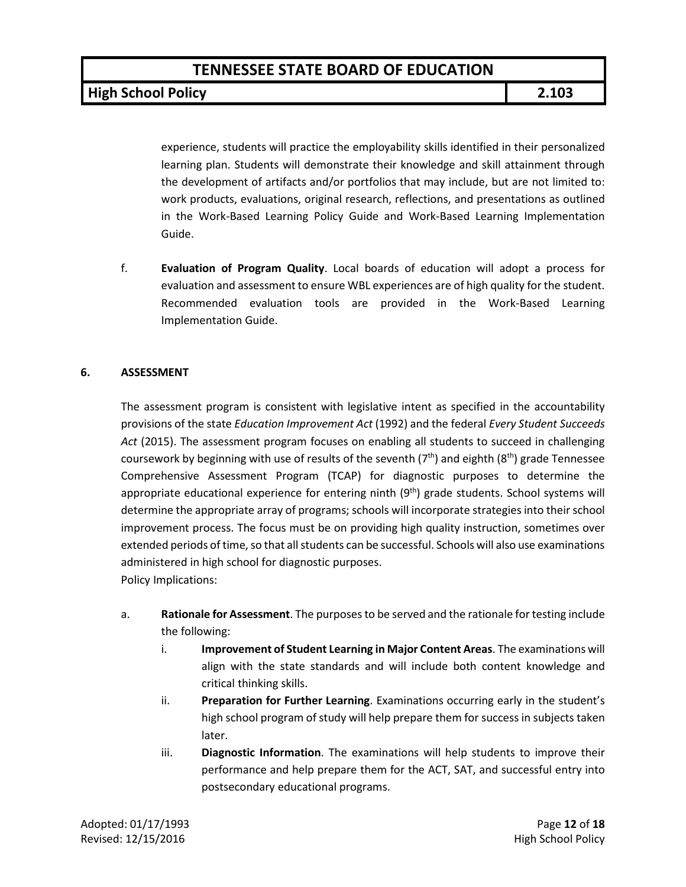experience, students will practice the employability skills identified in their personalized learning plan. Students will demonstrate their knowledge and skill attainment through the development of artifacts and/or portfolios that may include, but are not limited to: work products, evaluations, original research, reflections, and presentations as outlined in the Work-Based Learning Policy Guide and Work-Based Learning Implementation Guide.

f. **Evaluation of Program Quality**. Local boards of education will adopt a process for evaluation and assessment to ensure WBL experiences are of high quality for the student. Recommended evaluation tools are provided in the Work-Based Learning Implementation Guide.

## 6. ASSESSMENT

The assessment program is consistent with legislative intent as specified in the accountability provisions of the state *Education Improvement Act* (1992) and the federal *Every Student Succeeds Act* (2015). The assessment program focuses on enabling all students to succeed in challenging coursework by beginning with use of results of the seventh (7th) and eighth (8th) grade Tennessee Comprehensive Assessment Program (TCAP) for diagnostic purposes to determine the appropriate educational experience for entering ninth (9th) grade students. School systems will determine the appropriate array of programs; schools will incorporate strategies into their school improvement process. The focus must be on providing high quality instruction, sometimes over extended periods of time, so that all students can be successful. Schools will also use examinations administered in high school for diagnostic purposes.

Policy Implications:

a. **Rationale for Assessment**. The purposes to be served and the rationale for testing include the following:

   i. **Improvement of Student Learning in Major Content Areas**. The examinations will align with the state standards and will include both content knowledge and critical thinking skills.

   ii. **Preparation for Further Learning**. Examinations occurring early in the student's high school program of study will help prepare them for success in subjects taken later.

   iii. **Diagnostic Information**. The examinations will help students to improve their performance and help prepare them for the ACT, SAT, and successful entry into postsecondary educational programs.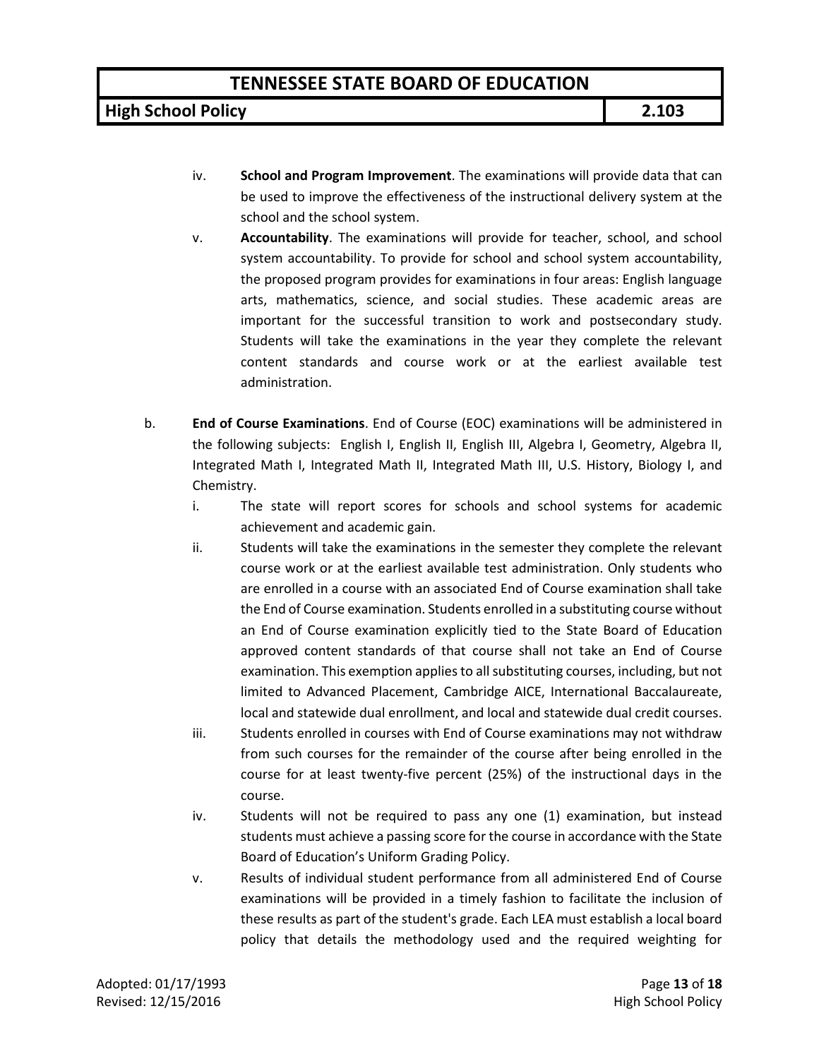iv. **School and Program Improvement**. The examinations will provide data that can be used to improve the effectiveness of the instructional delivery system at the school and the school system.

v. **Accountability**. The examinations will provide for teacher, school, and school system accountability. To provide for school and school system accountability, the proposed program provides for examinations in four areas: English language arts, mathematics, science, and social studies. These academic areas are important for the successful transition to work and postsecondary study. Students will take the examinations in the year they complete the relevant content standards and course work or at the earliest available test administration.

b. **End of Course Examinations**. End of Course (EOC) examinations will be administered in the following subjects: English I, English II, English III, Algebra I, Geometry, Algebra II, Integrated Math I, Integrated Math II, Integrated Math III, U.S. History, Biology I, and Chemistry.

i. The state will report scores for schools and school systems for academic achievement and academic gain.

ii. Students will take the examinations in the semester they complete the relevant course work or at the earliest available test administration. Only students who are enrolled in a course with an associated End of Course examination shall take the End of Course examination. Students enrolled in a substituting course without an End of Course examination explicitly tied to the State Board of Education approved content standards of that course shall not take an End of Course examination. This exemption applies to all substituting courses, including, but not limited to Advanced Placement, Cambridge AICE, International Baccalaureate, local and statewide dual enrollment, and local and statewide dual credit courses.

iii. Students enrolled in courses with End of Course examinations may not withdraw from such courses for the remainder of the course after being enrolled in the course for at least twenty-five percent (25%) of the instructional days in the course.

iv. Students will not be required to pass any one (1) examination, but instead students must achieve a passing score for the course in accordance with the State Board of Education's Uniform Grading Policy.

v. Results of individual student performance from all administered End of Course examinations will be provided in a timely fashion to facilitate the inclusion of these results as part of the student's grade. Each LEA must establish a local board policy that details the methodology used and the required weighting for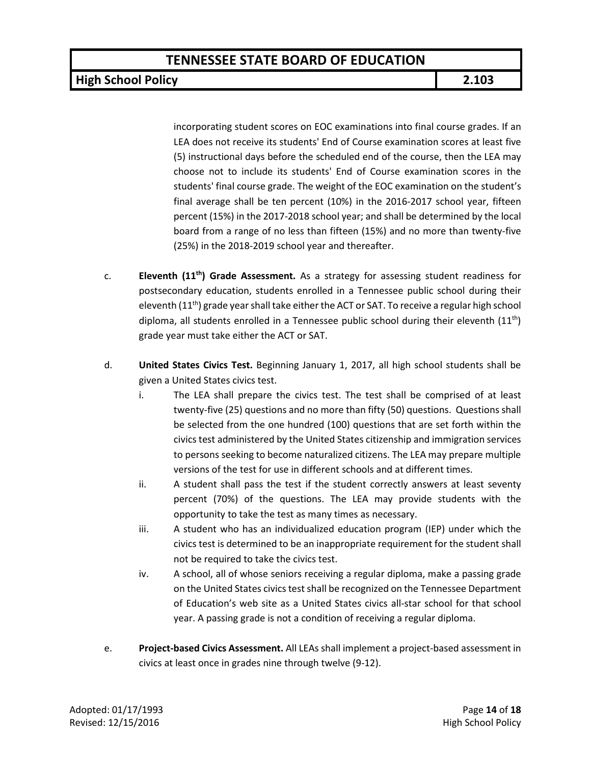incorporating student scores on EOC examinations into final course grades. If an LEA does not receive its students' End of Course examination scores at least five (5) instructional days before the scheduled end of the course, then the LEA may choose not to include its students' End of Course examination scores in the students' final course grade. The weight of the EOC examination on the student's final average shall be ten percent (10%) in the 2016-2017 school year, fifteen percent (15%) in the 2017-2018 school year; and shall be determined by the local board from a range of no less than fifteen (15%) and no more than twenty-five (25%) in the 2018-2019 school year and thereafter.

c. **Eleventh (11th) Grade Assessment.** As a strategy for assessing student readiness for postsecondary education, students enrolled in a Tennessee public school during their eleventh (11th) grade year shall take either the ACT or SAT. To receive a regular high school diploma, all students enrolled in a Tennessee public school during their eleventh (11th) grade year must take either the ACT or SAT.

d. **United States Civics Test.** Beginning January 1, 2017, all high school students shall be given a United States civics test.

   i. The LEA shall prepare the civics test. The test shall be comprised of at least twenty-five (25) questions and no more than fifty (50) questions. Questions shall be selected from the one hundred (100) questions that are set forth within the civics test administered by the United States citizenship and immigration services to persons seeking to become naturalized citizens. The LEA may prepare multiple versions of the test for use in different schools and at different times.

   ii. A student shall pass the test if the student correctly answers at least seventy percent (70%) of the questions. The LEA may provide students with the opportunity to take the test as many times as necessary.

   iii. A student who has an individualized education program (IEP) under which the civics test is determined to be an inappropriate requirement for the student shall not be required to take the civics test.

   iv. A school, all of whose seniors receiving a regular diploma, make a passing grade on the United States civics test shall be recognized on the Tennessee Department of Education's web site as a United States civics all-star school for that school year. A passing grade is not a condition of receiving a regular diploma.

e. **Project-based Civics Assessment.** All LEAs shall implement a project-based assessment in civics at least once in grades nine through twelve (9-12).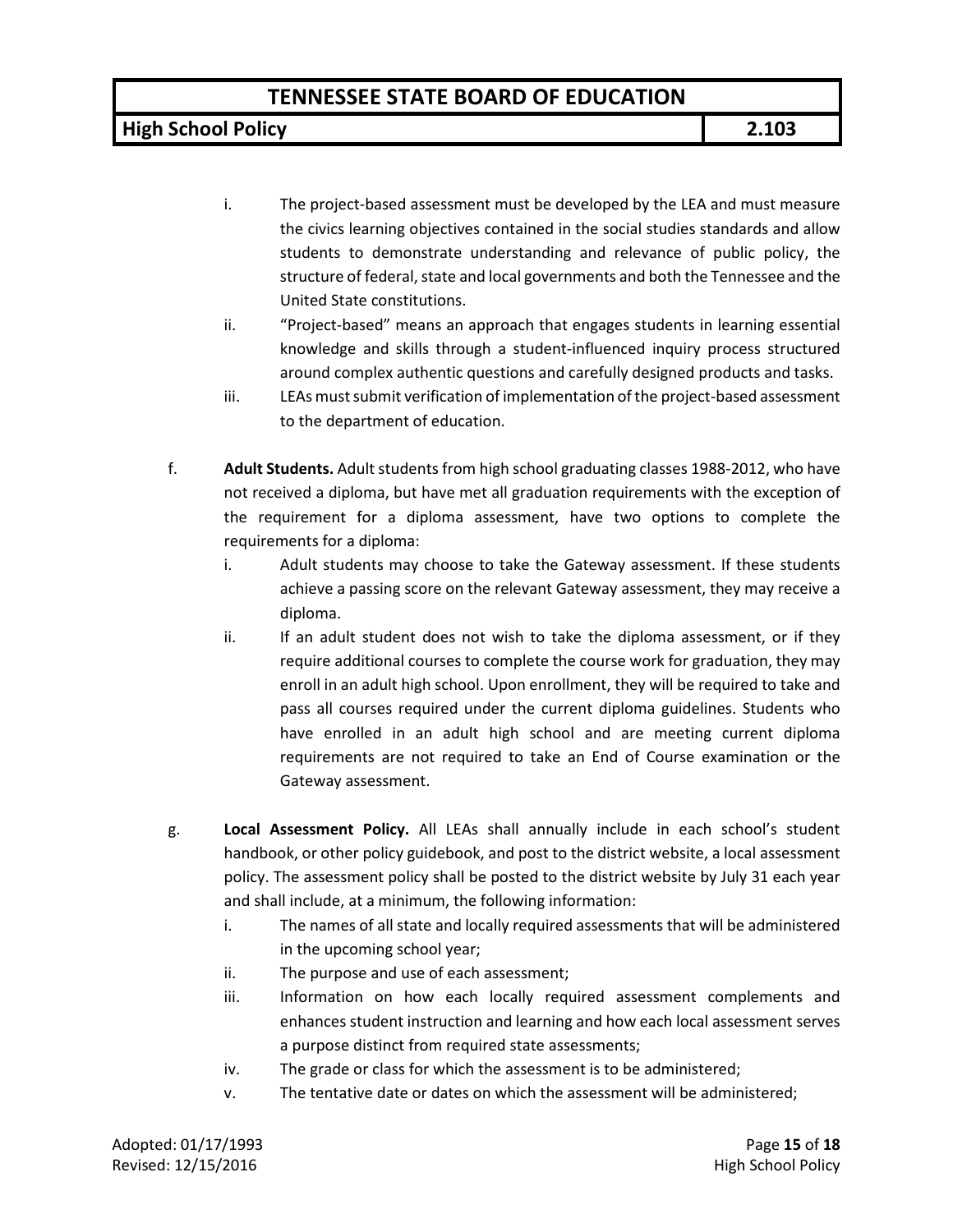i. The project-based assessment must be developed by the LEA and must measure the civics learning objectives contained in the social studies standards and allow students to demonstrate understanding and relevance of public policy, the structure of federal, state and local governments and both the Tennessee and the United State constitutions.

ii. "Project-based" means an approach that engages students in learning essential knowledge and skills through a student-influenced inquiry process structured around complex authentic questions and carefully designed products and tasks.

iii. LEAs must submit verification of implementation of the project-based assessment to the department of education.

f. **Adult Students.** Adult students from high school graduating classes 1988-2012, who have not received a diploma, but have met all graduation requirements with the exception of the requirement for a diploma assessment, have two options to complete the requirements for a diploma:

i. Adult students may choose to take the Gateway assessment. If these students achieve a passing score on the relevant Gateway assessment, they may receive a diploma.

ii. If an adult student does not wish to take the diploma assessment, or if they require additional courses to complete the course work for graduation, they may enroll in an adult high school. Upon enrollment, they will be required to take and pass all courses required under the current diploma guidelines. Students who have enrolled in an adult high school and are meeting current diploma requirements are not required to take an End of Course examination or the Gateway assessment.

g. **Local Assessment Policy.** All LEAs shall annually include in each school's student handbook, or other policy guidebook, and post to the district website, a local assessment policy. The assessment policy shall be posted to the district website by July 31 each year and shall include, at a minimum, the following information:

i. The names of all state and locally required assessments that will be administered in the upcoming school year;

ii. The purpose and use of each assessment;

iii. Information on how each locally required assessment complements and enhances student instruction and learning and how each local assessment serves a purpose distinct from required state assessments;

iv. The grade or class for which the assessment is to be administered;

v. The tentative date or dates on which the assessment will be administered;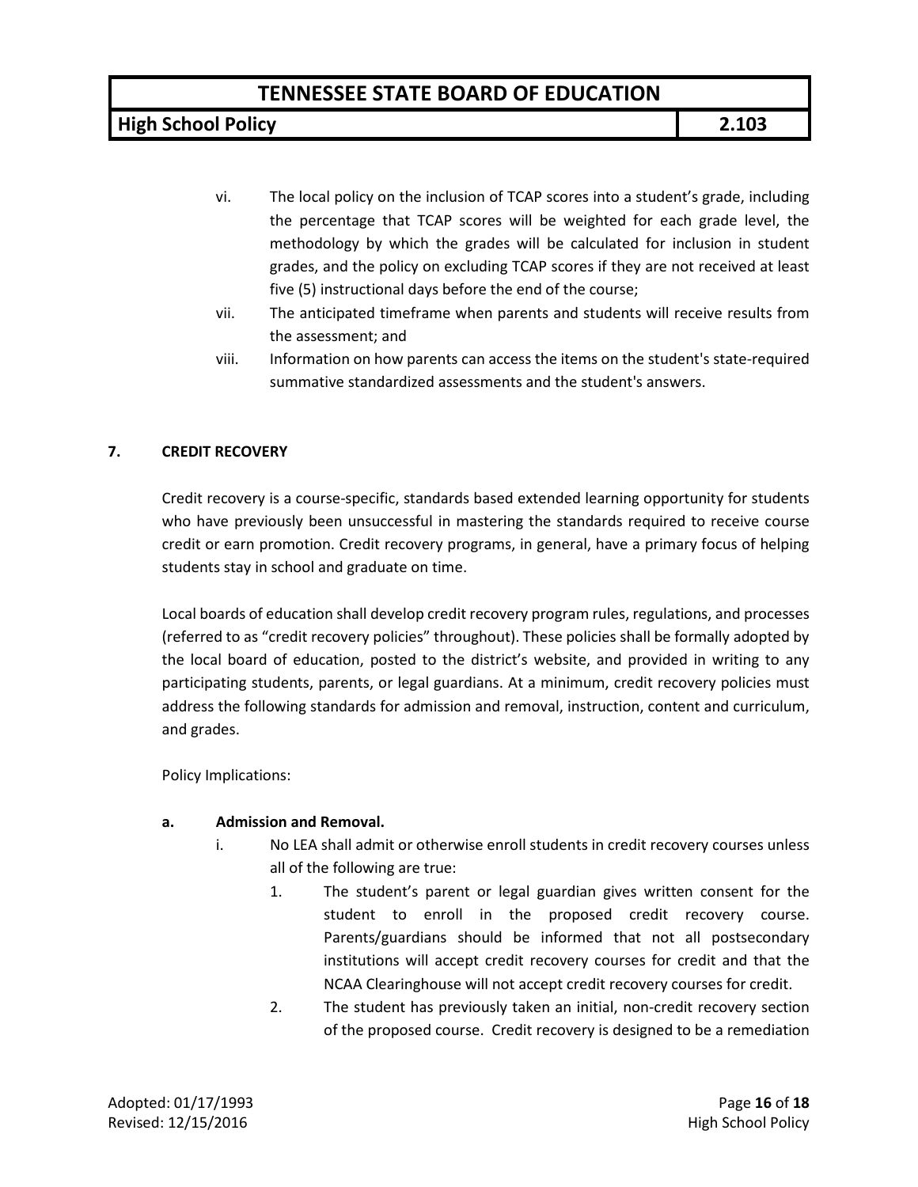vi. The local policy on the inclusion of TCAP scores into a student's grade, including the percentage that TCAP scores will be weighted for each grade level, the methodology by which the grades will be calculated for inclusion in student grades, and the policy on excluding TCAP scores if they are not received at least five (5) instructional days before the end of the course;

vii. The anticipated timeframe when parents and students will receive results from the assessment; and

viii. Information on how parents can access the items on the student's state-required summative standardized assessments and the student's answers.

## 7. CREDIT RECOVERY

Credit recovery is a course-specific, standards based extended learning opportunity for students who have previously been unsuccessful in mastering the standards required to receive course credit or earn promotion. Credit recovery programs, in general, have a primary focus of helping students stay in school and graduate on time.

Local boards of education shall develop credit recovery program rules, regulations, and processes (referred to as "credit recovery policies" throughout). These policies shall be formally adopted by the local board of education, posted to the district's website, and provided in writing to any participating students, parents, or legal guardians. At a minimum, credit recovery policies must address the following standards for admission and removal, instruction, content and curriculum, and grades.

Policy Implications:

**a. Admission and Removal.**

i. No LEA shall admit or otherwise enroll students in credit recovery courses unless all of the following are true:

1. The student's parent or legal guardian gives written consent for the student to enroll in the proposed credit recovery course. Parents/guardians should be informed that not all postsecondary institutions will accept credit recovery courses for credit and that the NCAA Clearinghouse will not accept credit recovery courses for credit.

2. The student has previously taken an initial, non-credit recovery section of the proposed course. Credit recovery is designed to be a remediation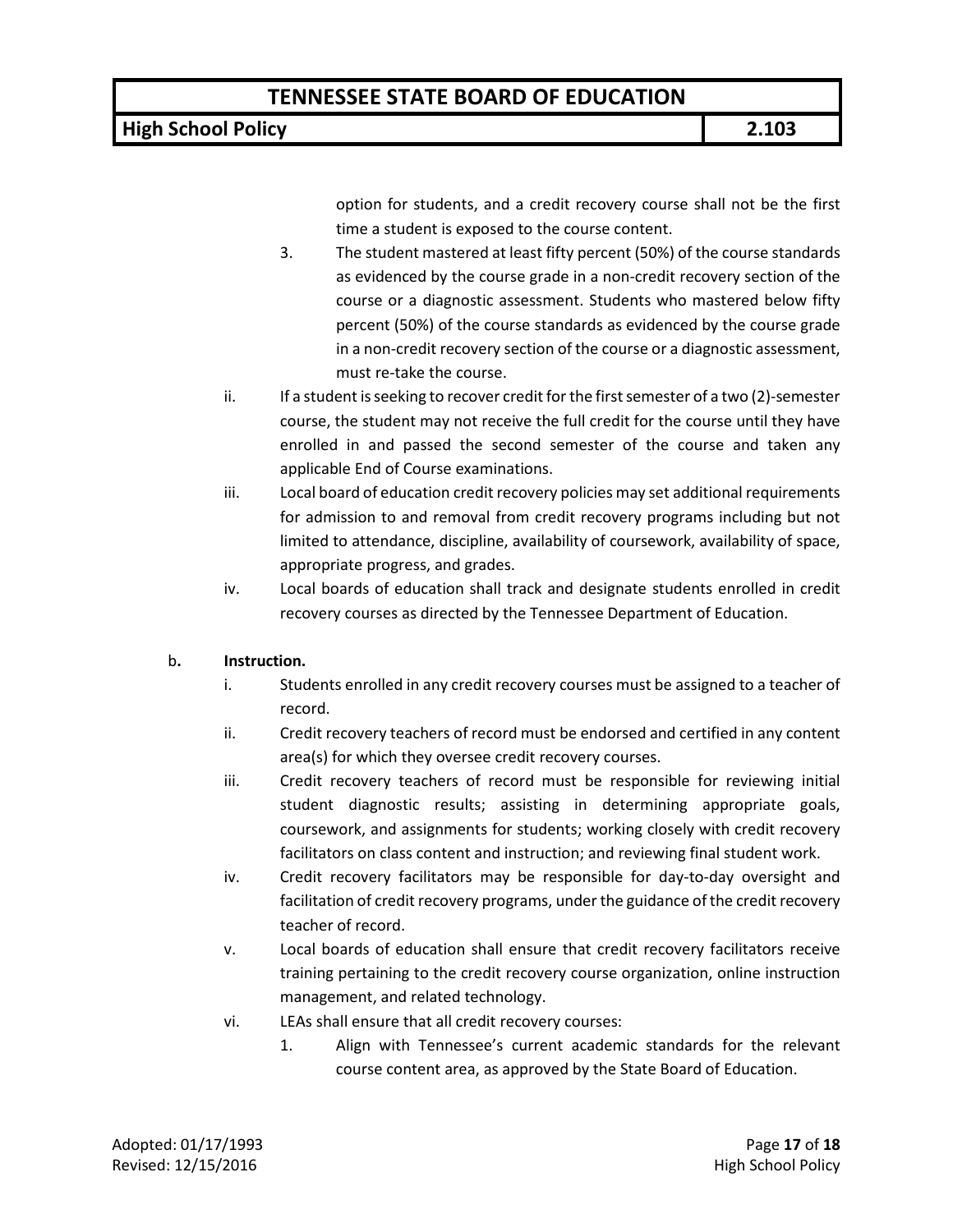option for students, and a credit recovery course shall not be the first time a student is exposed to the course content.

3. The student mastered at least fifty percent (50%) of the course standards as evidenced by the course grade in a non-credit recovery section of the course or a diagnostic assessment. Students who mastered below fifty percent (50%) of the course standards as evidenced by the course grade in a non-credit recovery section of the course or a diagnostic assessment, must re-take the course.

ii. If a student is seeking to recover credit for the first semester of a two (2)-semester course, the student may not receive the full credit for the course until they have enrolled in and passed the second semester of the course and taken any applicable End of Course examinations.

iii. Local board of education credit recovery policies may set additional requirements for admission to and removal from credit recovery programs including but not limited to attendance, discipline, availability of coursework, availability of space, appropriate progress, and grades.

iv. Local boards of education shall track and designate students enrolled in credit recovery courses as directed by the Tennessee Department of Education.

b. **Instruction.**

i. Students enrolled in any credit recovery courses must be assigned to a teacher of record.

ii. Credit recovery teachers of record must be endorsed and certified in any content area(s) for which they oversee credit recovery courses.

iii. Credit recovery teachers of record must be responsible for reviewing initial student diagnostic results; assisting in determining appropriate goals, coursework, and assignments for students; working closely with credit recovery facilitators on class content and instruction; and reviewing final student work.

iv. Credit recovery facilitators may be responsible for day-to-day oversight and facilitation of credit recovery programs, under the guidance of the credit recovery teacher of record.

v. Local boards of education shall ensure that credit recovery facilitators receive training pertaining to the credit recovery course organization, online instruction management, and related technology.

vi. LEAs shall ensure that all credit recovery courses:

1. Align with Tennessee's current academic standards for the relevant course content area, as approved by the State Board of Education.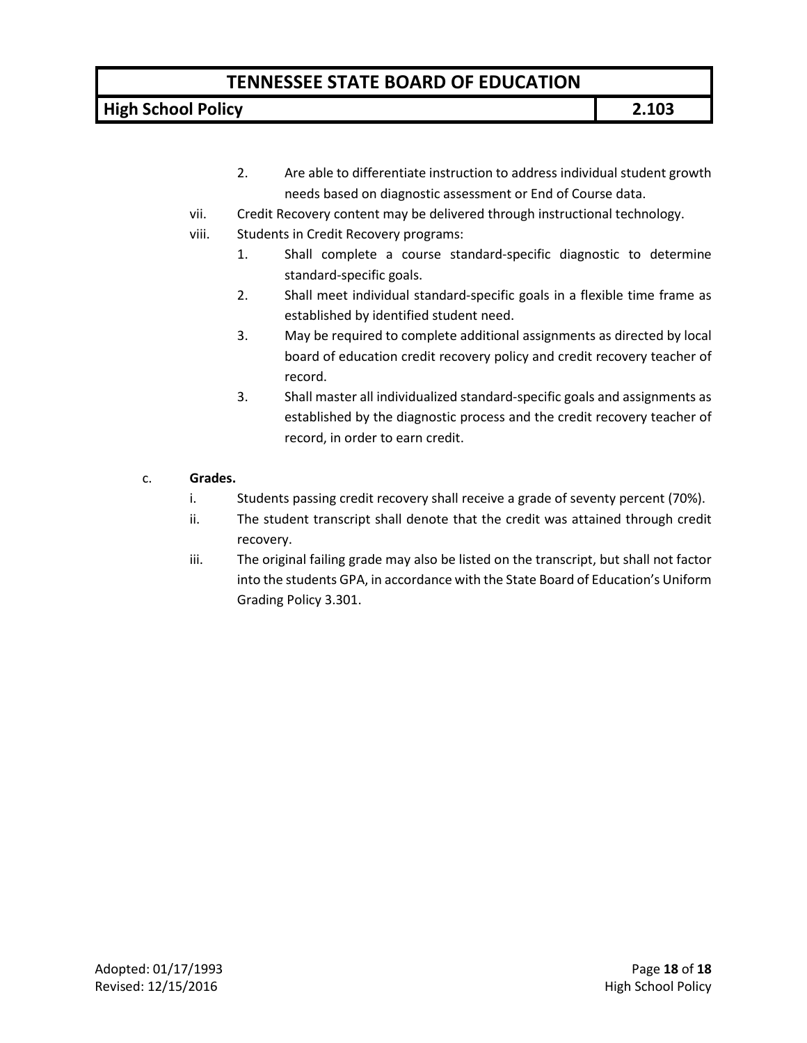2. Are able to differentiate instruction to address individual student growth needs based on diagnostic assessment or End of Course data.

vii. Credit Recovery content may be delivered through instructional technology.

viii. Students in Credit Recovery programs:

1. Shall complete a course standard-specific diagnostic to determine standard-specific goals.
2. Shall meet individual standard-specific goals in a flexible time frame as established by identified student need.
3. May be required to complete additional assignments as directed by local board of education credit recovery policy and credit recovery teacher of record.
3. Shall master all individualized standard-specific goals and assignments as established by the diagnostic process and the credit recovery teacher of record, in order to earn credit.

c. **Grades.**

i. Students passing credit recovery shall receive a grade of seventy percent (70%).

ii. The student transcript shall denote that the credit was attained through credit recovery.

iii. The original failing grade may also be listed on the transcript, but shall not factor into the students GPA, in accordance with the State Board of Education's Uniform Grading Policy 3.301.